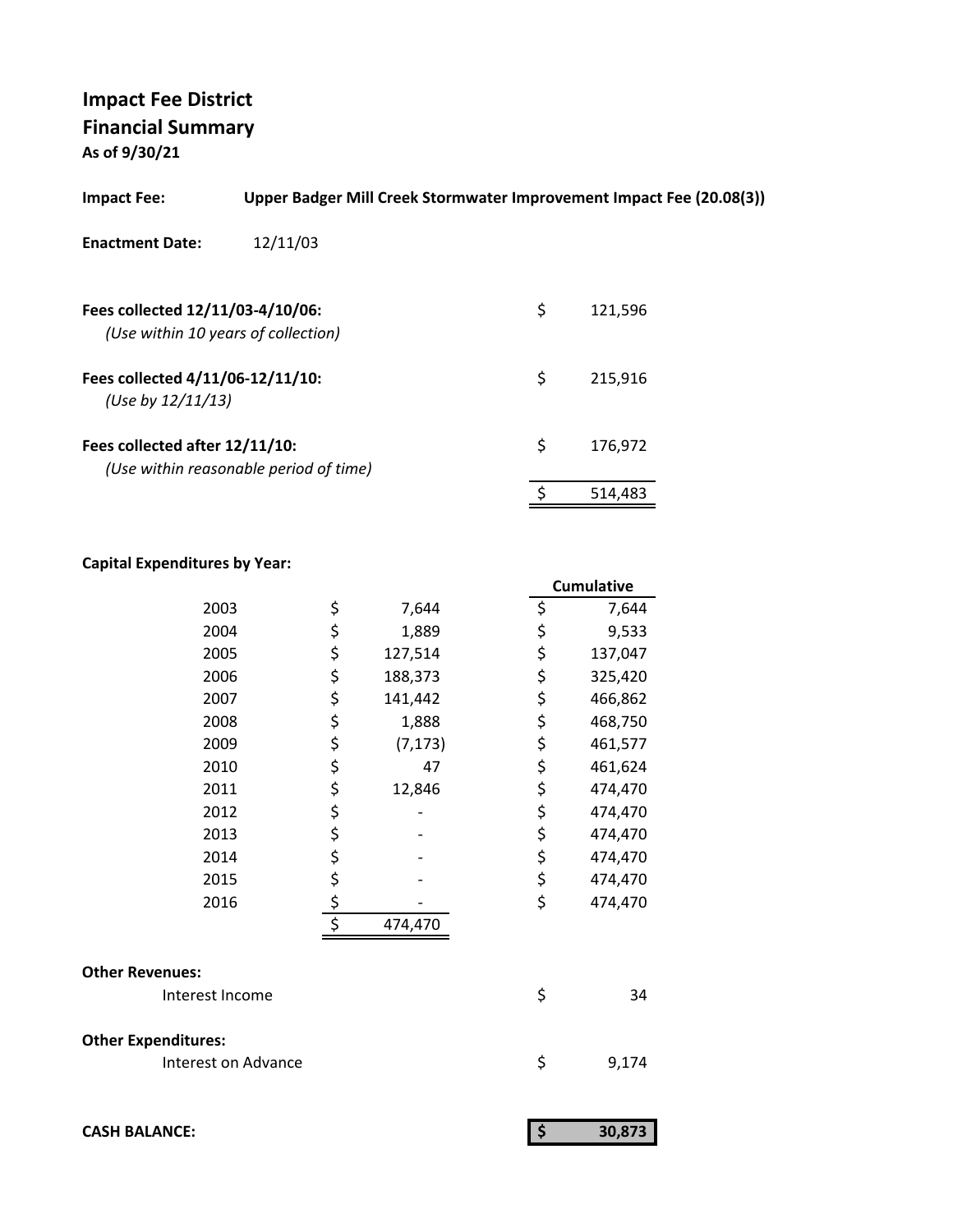# Impact Fee District
## Financial Summary
**As of 9/30/21**

**Impact Fee:** **Upper Badger Mill Creek Stormwater Improvement Impact Fee (20.08(3))**

**Enactment Date:** 12/11/03

| | |
|---|---|
| **Fees collected 12/11/03-4/10/06:** *(Use within 10 years of collection)* | $ 121,596 |
| **Fees collected 4/11/06-12/11/10:** *(Use by 12/11/13)* | $ 215,916 |
| **Fees collected after 12/11/10:** *(Use within reasonable period of time)* | $ 176,972 |
| | $ 514,483 |

**Capital Expenditures by Year:**

| Year | Amount | Cumulative |
|---|---|---|
| 2003 | $ 7,644 | $ 7,644 |
| 2004 | $ 1,889 | $ 9,533 |
| 2005 | $ 127,514 | $ 137,047 |
| 2006 | $ 188,373 | $ 325,420 |
| 2007 | $ 141,442 | $ 466,862 |
| 2008 | $ 1,888 | $ 468,750 |
| 2009 | $ (7,173) | $ 461,577 |
| 2010 | $ 47 | $ 461,624 |
| 2011 | $ 12,846 | $ 474,470 |
| 2012 | $ - | $ 474,470 |
| 2013 | $ - | $ 474,470 |
| 2014 | $ - | $ 474,470 |
| 2015 | $ - | $ 474,470 |
| 2016 | $ - | $ 474,470 |
| | $ 474,470 | |

**Other Revenues:**

| | |
|---|---|
| Interest Income | $ 34 |

**Other Expenditures:**

| | |
|---|---|
| Interest on Advance | $ 9,174 |

**CASH BALANCE:** **$ 30,873**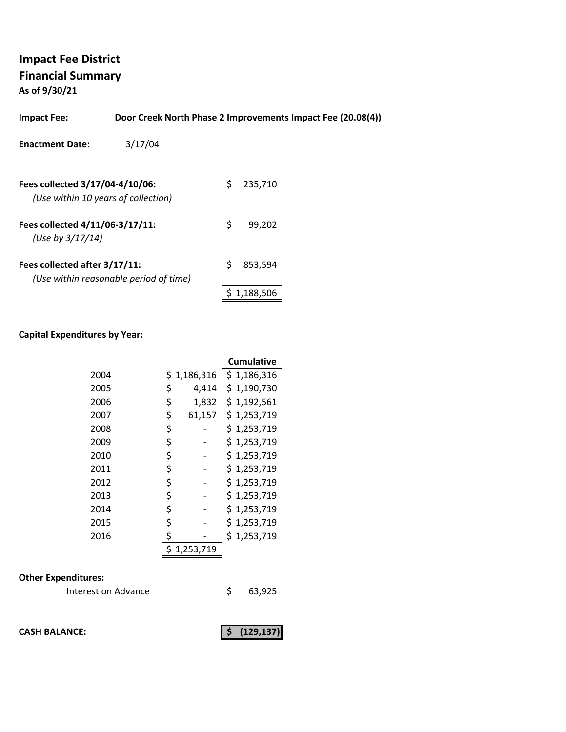**Impact Fee District**
**Financial Summary**
**As of 9/30/21**

**Impact Fee:** **Door Creek North Phase 2 Improvements Impact Fee (20.08(4))**

**Enactment Date:** 3/17/04

| | |
|---|---|
| **Fees collected 3/17/04-4/10/06:** *(Use within 10 years of collection)* | $ 235,710 |
| **Fees collected 4/11/06-3/17/11:** *(Use by 3/17/14)* | $ 99,202 |
| **Fees collected after 3/17/11:** *(Use within reasonable period of time)* | $ 853,594 |
| | $ 1,188,506 |

**Capital Expenditures by Year:**

| Year | | Cumulative |
|---|---|---|
| 2004 | $ 1,186,316 | $ 1,186,316 |
| 2005 | $ 4,414 | $ 1,190,730 |
| 2006 | $ 1,832 | $ 1,192,561 |
| 2007 | $ 61,157 | $ 1,253,719 |
| 2008 | $ - | $ 1,253,719 |
| 2009 | $ - | $ 1,253,719 |
| 2010 | $ - | $ 1,253,719 |
| 2011 | $ - | $ 1,253,719 |
| 2012 | $ - | $ 1,253,719 |
| 2013 | $ - | $ 1,253,719 |
| 2014 | $ - | $ 1,253,719 |
| 2015 | $ - | $ 1,253,719 |
| 2016 | $ - | $ 1,253,719 |
| | $ 1,253,719 | |

**Other Expenditures:**

| | |
|---|---|
| Interest on Advance | $ 63,925 |

**CASH BALANCE:** **$ (129,137)**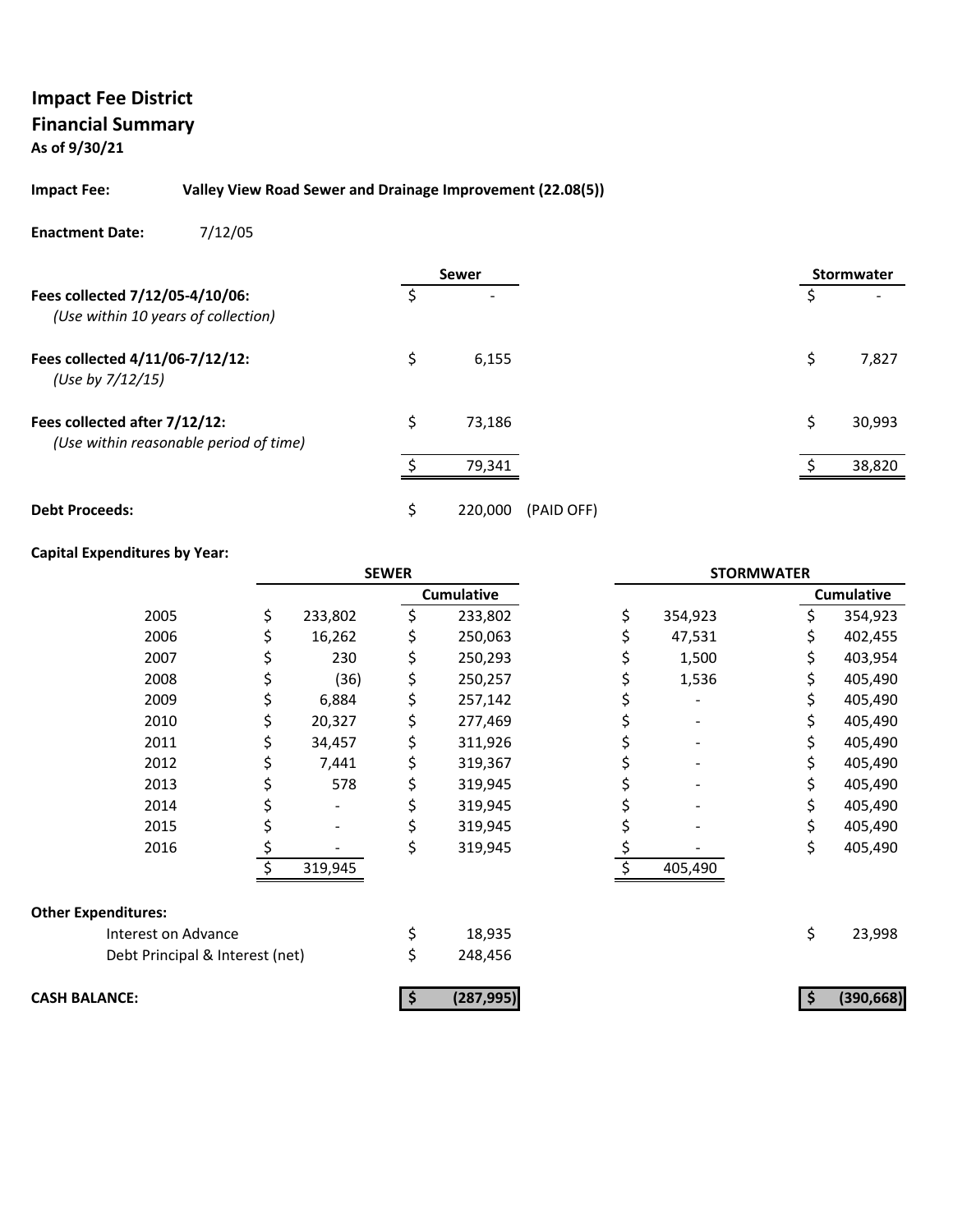## Impact Fee District
## Financial Summary
**As of 9/30/21**

**Impact Fee:** **Valley View Road Sewer and Drainage Improvement (22.08(5))**

**Enactment Date:** 7/12/05

| | Sewer | | Stormwater |
|---|---|---|---|
| **Fees collected 7/12/05-4/10/06:** *(Use within 10 years of collection)* | $ - | | $ - |
| **Fees collected 4/11/06-7/12/12:** *(Use by 7/12/15)* | $ 6,155 | | $ 7,827 |
| **Fees collected after 7/12/12:** *(Use within reasonable period of time)* | $ 73,186 | | $ 30,993 |
| | $ 79,341 | | $ 38,820 |
| **Debt Proceeds:** | $ 220,000 | (PAID OFF) | |

**Capital Expenditures by Year:**

| | SEWER | Cumulative | STORMWATER | Cumulative |
|---|---|---|---|---|
| 2005 | $ 233,802 | $ 233,802 | $ 354,923 | $ 354,923 |
| 2006 | $ 16,262 | $ 250,063 | $ 47,531 | $ 402,455 |
| 2007 | $ 230 | $ 250,293 | $ 1,500 | $ 403,954 |
| 2008 | $ (36) | $ 250,257 | $ 1,536 | $ 405,490 |
| 2009 | $ 6,884 | $ 257,142 | $ - | $ 405,490 |
| 2010 | $ 20,327 | $ 277,469 | $ - | $ 405,490 |
| 2011 | $ 34,457 | $ 311,926 | $ - | $ 405,490 |
| 2012 | $ 7,441 | $ 319,367 | $ - | $ 405,490 |
| 2013 | $ 578 | $ 319,945 | $ - | $ 405,490 |
| 2014 | $ - | $ 319,945 | $ - | $ 405,490 |
| 2015 | $ - | $ 319,945 | $ - | $ 405,490 |
| 2016 | $ - | $ 319,945 | $ - | $ 405,490 |
| | $ 319,945 | | $ 405,490 | |

**Other Expenditures:**

| | Sewer | Stormwater |
|---|---|---|
| Interest on Advance | $ 18,935 | $ 23,998 |
| Debt Principal & Interest (net) | $ 248,456 | |
| **CASH BALANCE:** | **$ (287,995)** | **$ (390,668)** |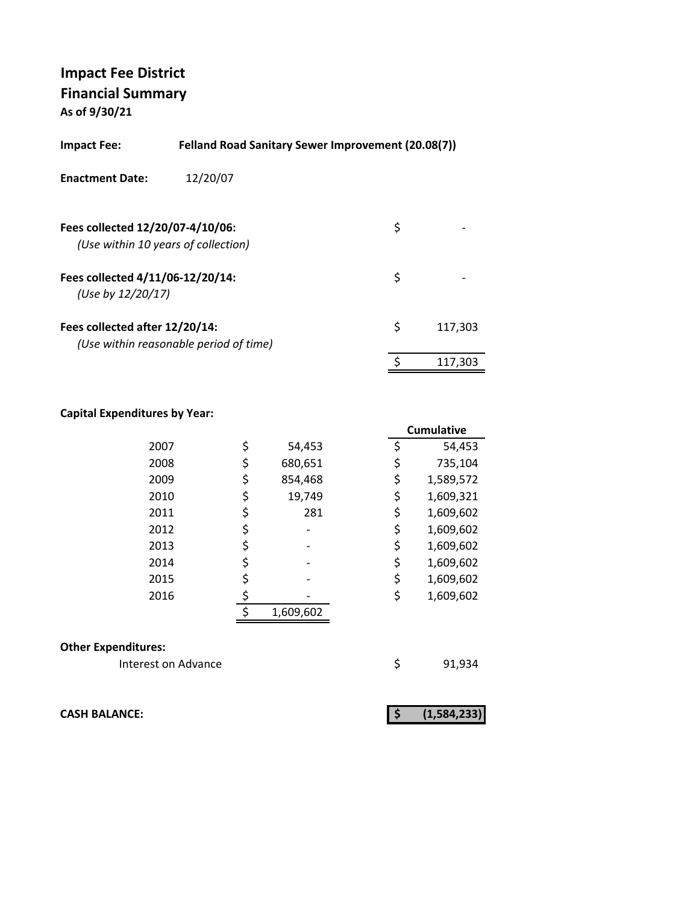# Impact Fee District
## Financial Summary
**As of 9/30/21**

**Impact Fee:** **Felland Road Sanitary Sewer Improvement (20.08(7))**

**Enactment Date:** 12/20/07

| | | |
|---|---|---|
| **Fees collected 12/20/07-4/10/06:** *(Use within 10 years of collection)* | $ | - |
| **Fees collected 4/11/06-12/20/14:** *(Use by 12/20/17)* | $ | - |
| **Fees collected after 12/20/14:** *(Use within reasonable period of time)* | $ | 117,303 |
| | $ | 117,303 |

**Capital Expenditures by Year:**

| Year | | | Cumulative | |
|---|---|---|---|---|
| 2007 | $ | 54,453 | $ | 54,453 |
| 2008 | $ | 680,651 | $ | 735,104 |
| 2009 | $ | 854,468 | $ | 1,589,572 |
| 2010 | $ | 19,749 | $ | 1,609,321 |
| 2011 | $ | 281 | $ | 1,609,602 |
| 2012 | $ | - | $ | 1,609,602 |
| 2013 | $ | - | $ | 1,609,602 |
| 2014 | $ | - | $ | 1,609,602 |
| 2015 | $ | - | $ | 1,609,602 |
| 2016 | $ | - | $ | 1,609,602 |
| | $ | 1,609,602 | | |

**Other Expenditures:**

| | | |
|---|---|---|
| Interest on Advance | $ | 91,934 |

| | | |
|---|---|---|
| **CASH BALANCE:** | **$** | **(1,584,233)** |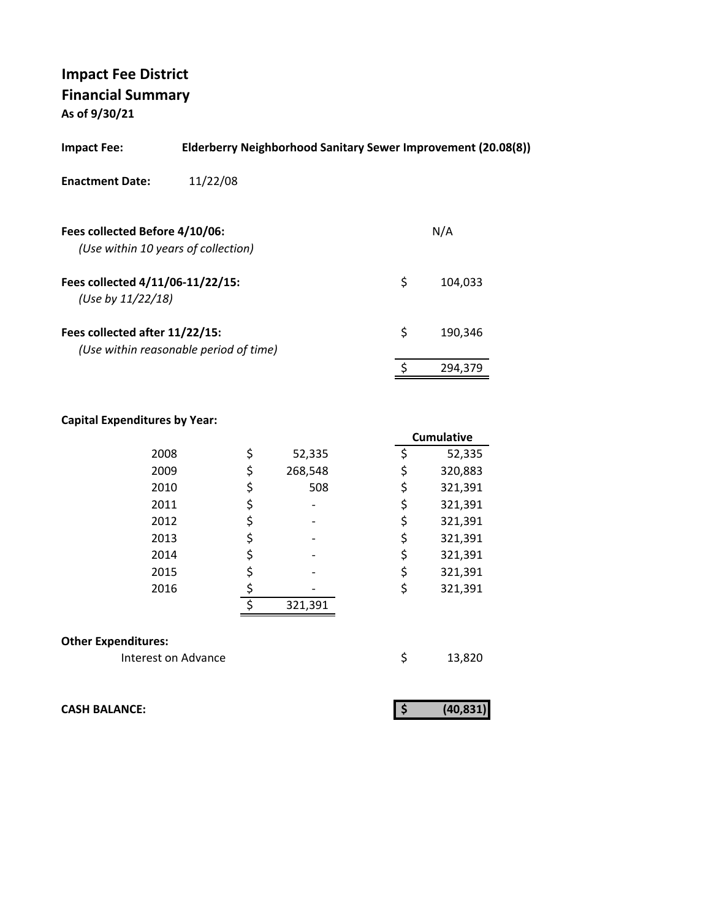# Impact Fee District

## Financial Summary

**As of 9/30/21**

**Impact Fee:** **Elderberry Neighborhood Sanitary Sewer Improvement (20.08(8))**

**Enactment Date:** 11/22/08

| | |
|---|---|
| **Fees collected Before 4/10/06:** *(Use within 10 years of collection)* | N/A |
| **Fees collected 4/11/06-11/22/15:** *(Use by 11/22/18)* | $ 104,033 |
| **Fees collected after 11/22/15:** *(Use within reasonable period of time)* | $ 190,346 |
| | $ 294,379 |

**Capital Expenditures by Year:**

| Year | Amount | Cumulative |
|---|---|---|
| 2008 | $ 52,335 | $ 52,335 |
| 2009 | $ 268,548 | $ 320,883 |
| 2010 | $ 508 | $ 321,391 |
| 2011 | $ - | $ 321,391 |
| 2012 | $ - | $ 321,391 |
| 2013 | $ - | $ 321,391 |
| 2014 | $ - | $ 321,391 |
| 2015 | $ - | $ 321,391 |
| 2016 | $ - | $ 321,391 |
| | $ 321,391 | |

**Other Expenditures:**

| | |
|---|---|
| Interest on Advance | $ 13,820 |

**CASH BALANCE:** **$ (40,831)**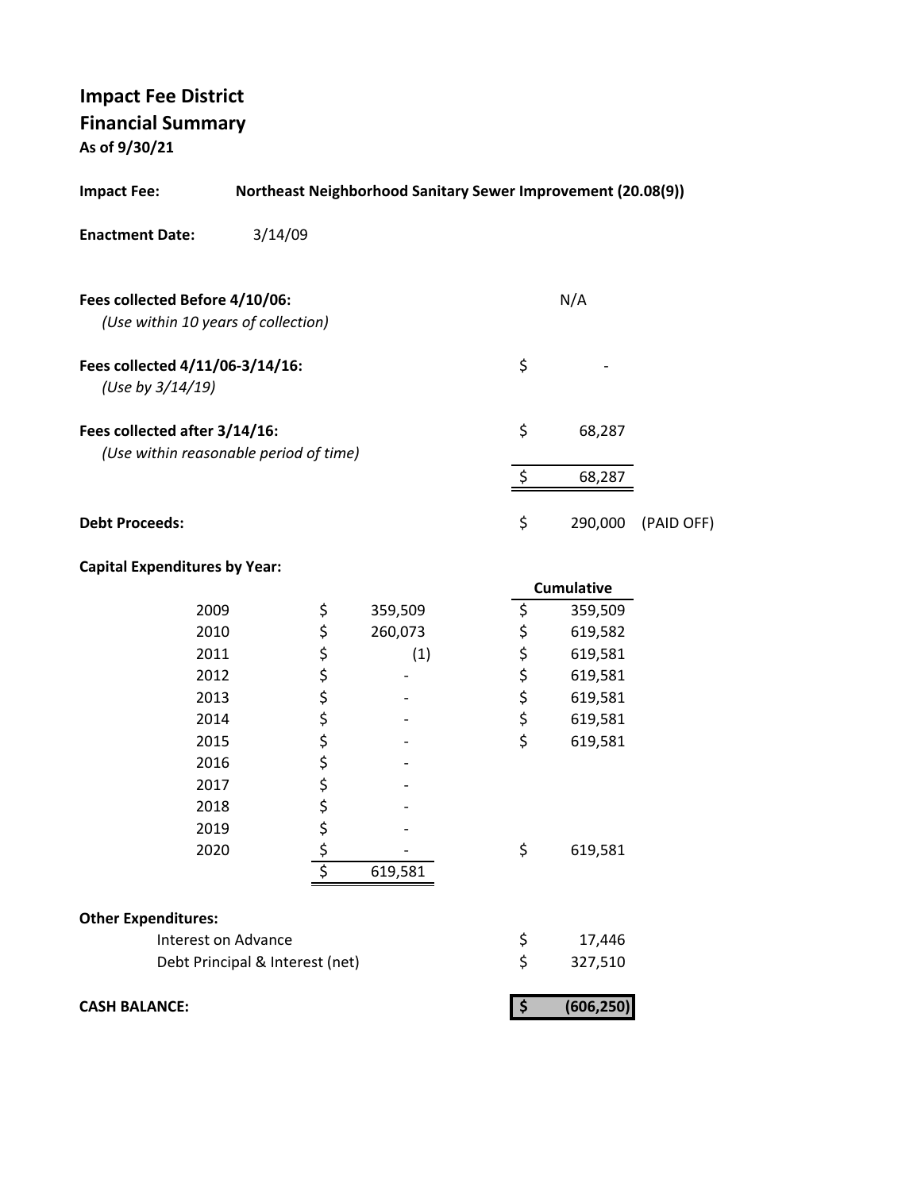# Impact Fee District
## Financial Summary
**As of 9/30/21**

**Impact Fee:** **Northeast Neighborhood Sanitary Sewer Improvement (20.08(9))**

**Enactment Date:** 3/14/09

| | | |
|---|---|---|
| **Fees collected Before 4/10/06:** *(Use within 10 years of collection)* | N/A | |
| **Fees collected 4/11/06-3/14/16:** *(Use by 3/14/19)* | $ - | |
| **Fees collected after 3/14/16:** *(Use within reasonable period of time)* | $ 68,287 | |
| | $ 68,287 | |
| **Debt Proceeds:** | $ 290,000 | (PAID OFF) |

**Capital Expenditures by Year:**

| Year | Amount | Cumulative |
|---|---|---|
| 2009 | $ 359,509 | $ 359,509 |
| 2010 | $ 260,073 | $ 619,582 |
| 2011 | $ (1) | $ 619,581 |
| 2012 | $ - | $ 619,581 |
| 2013 | $ - | $ 619,581 |
| 2014 | $ - | $ 619,581 |
| 2015 | $ - | $ 619,581 |
| 2016 | $ - | |
| 2017 | $ - | |
| 2018 | $ - | |
| 2019 | $ - | |
| 2020 | $ - | $ 619,581 |
| | $ 619,581 | |

**Other Expenditures:**

| | |
|---|---|
| Interest on Advance | $ 17,446 |
| Debt Principal & Interest (net) | $ 327,510 |

**CASH BALANCE:** **$ (606,250)**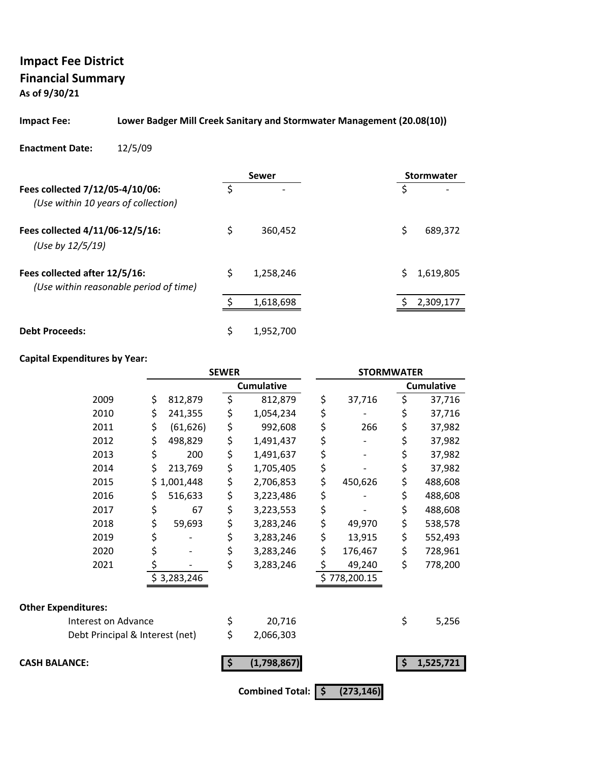# Impact Fee District

## Financial Summary

**As of 9/30/21**

**Impact Fee:** **Lower Badger Mill Creek Sanitary and Stormwater Management (20.08(10))**

**Enactment Date:** 12/5/09

| | Sewer | Stormwater |
|---|---|---|
| **Fees collected 7/12/05-4/10/06:** *(Use within 10 years of collection)* | $ - | $ - |
| **Fees collected 4/11/06-12/5/16:** *(Use by 12/5/19)* | $ 360,452 | $ 689,372 |
| **Fees collected after 12/5/16:** *(Use within reasonable period of time)* | $ 1,258,246 | $ 1,619,805 |
| | $ 1,618,698 | $ 2,309,177 |
| **Debt Proceeds:** | $ 1,952,700 | |

**Capital Expenditures by Year:**

| | SEWER | | STORMWATER | |
|---|---|---|---|---|
| | | Cumulative | | Cumulative |
| 2009 | $ 812,879 | $ 812,879 | $ 37,716 | $ 37,716 |
| 2010 | $ 241,355 | $ 1,054,234 | $ - | $ 37,716 |
| 2011 | $ (61,626) | $ 992,608 | $ 266 | $ 37,982 |
| 2012 | $ 498,829 | $ 1,491,437 | $ - | $ 37,982 |
| 2013 | $ 200 | $ 1,491,637 | $ - | $ 37,982 |
| 2014 | $ 213,769 | $ 1,705,405 | $ - | $ 37,982 |
| 2015 | $ 1,001,448 | $ 2,706,853 | $ 450,626 | $ 488,608 |
| 2016 | $ 516,633 | $ 3,223,486 | $ - | $ 488,608 |
| 2017 | $ 67 | $ 3,223,553 | $ - | $ 488,608 |
| 2018 | $ 59,693 | $ 3,283,246 | $ 49,970 | $ 538,578 |
| 2019 | $ - | $ 3,283,246 | $ 13,915 | $ 552,493 |
| 2020 | $ - | $ 3,283,246 | $ 176,467 | $ 728,961 |
| 2021 | $ - | $ 3,283,246 | $ 49,240 | $ 778,200 |
| | $ 3,283,246 | | $ 778,200.15 | |

**Other Expenditures:**

| | Sewer | Stormwater |
|---|---|---|
| Interest on Advance | $ 20,716 | $ 5,256 |
| Debt Principal & Interest (net) | $ 2,066,303 | |
| **CASH BALANCE:** | **$ (1,798,867)** | **$ 1,525,721** |

**Combined Total:** **$ (273,146)**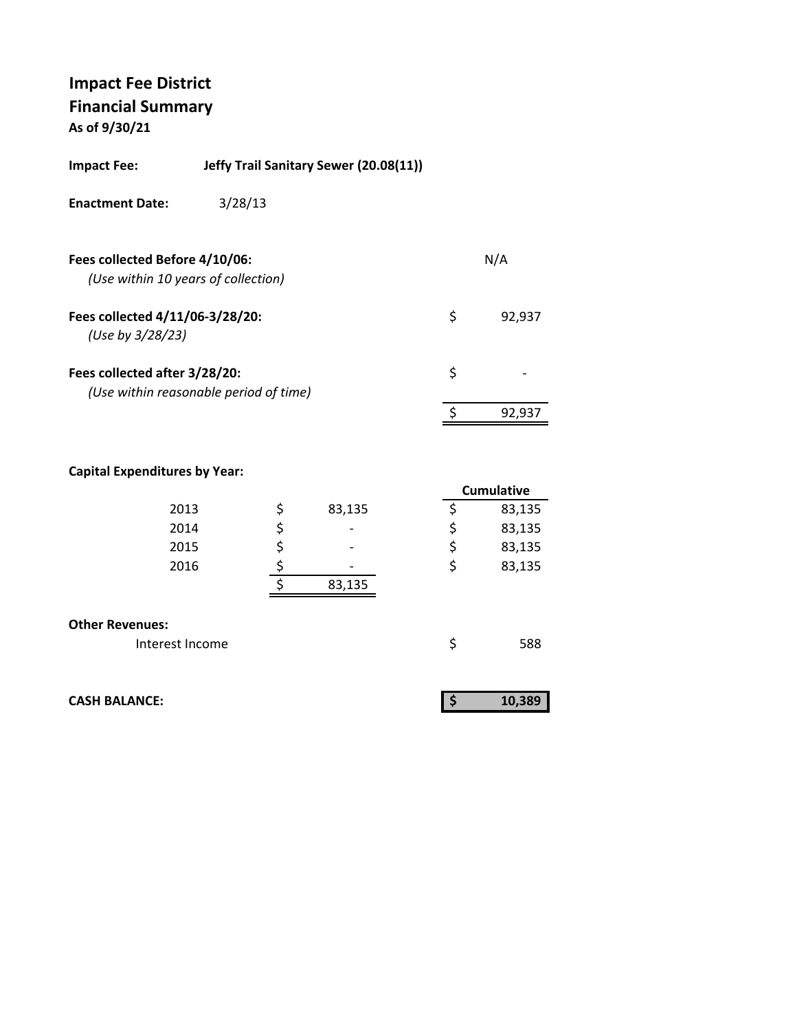# Impact Fee District
## Financial Summary
**As of 9/30/21**

**Impact Fee:** **Jeffy Trail Sanitary Sewer (20.08(11))**

**Enactment Date:** 3/28/13

| | |
|---|---|
| **Fees collected Before 4/10/06:**<br>*(Use within 10 years of collection)* | N/A |
| **Fees collected 4/11/06-3/28/20:**<br>*(Use by 3/28/23)* | $ 92,937 |
| **Fees collected after 3/28/20:**<br>*(Use within reasonable period of time)* | $ - |
| | $ 92,937 |

**Capital Expenditures by Year:**

| Year | Amount | Cumulative |
|---|---|---|
| 2013 | $ 83,135 | $ 83,135 |
| 2014 | $ - | $ 83,135 |
| 2015 | $ - | $ 83,135 |
| 2016 | $ - | $ 83,135 |
| | $ 83,135 | |

**Other Revenues:**

| | |
|---|---|
| Interest Income | $ 588 |

| | |
|---|---|
| **CASH BALANCE:** | **$ 10,389** |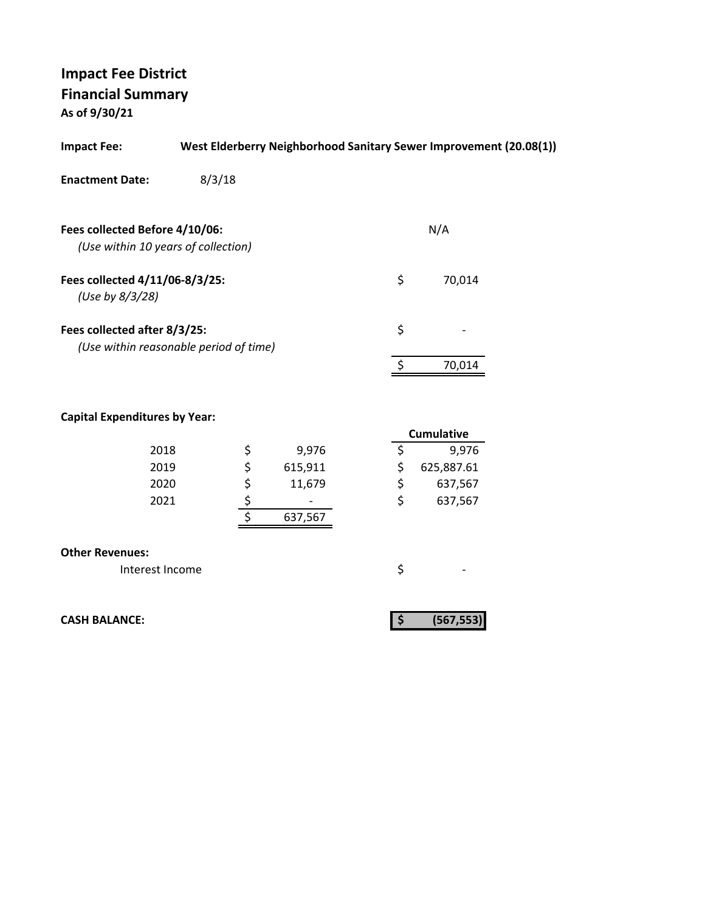# Impact Fee District
## Financial Summary
**As of 9/30/21**

**Impact Fee:** **West Elderberry Neighborhood Sanitary Sewer Improvement (20.08(1))**

**Enactment Date:** 8/3/18

| | |
|---|---|
| **Fees collected Before 4/10/06:** *(Use within 10 years of collection)* | N/A |
| **Fees collected 4/11/06-8/3/25:** *(Use by 8/3/28)* | $ 70,014 |
| **Fees collected after 8/3/25:** *(Use within reasonable period of time)* | $ - |
| | $ 70,014 |

**Capital Expenditures by Year:**

| Year | Amount | Cumulative |
|---|---|---|
| 2018 | $ 9,976 | $ 9,976 |
| 2019 | $ 615,911 | $ 625,887.61 |
| 2020 | $ 11,679 | $ 637,567 |
| 2021 | $ - | $ 637,567 |
| | $ 637,567 | |

**Other Revenues:**

| | |
|---|---|
| Interest Income | $ - |

**CASH BALANCE:** **$ (567,553)**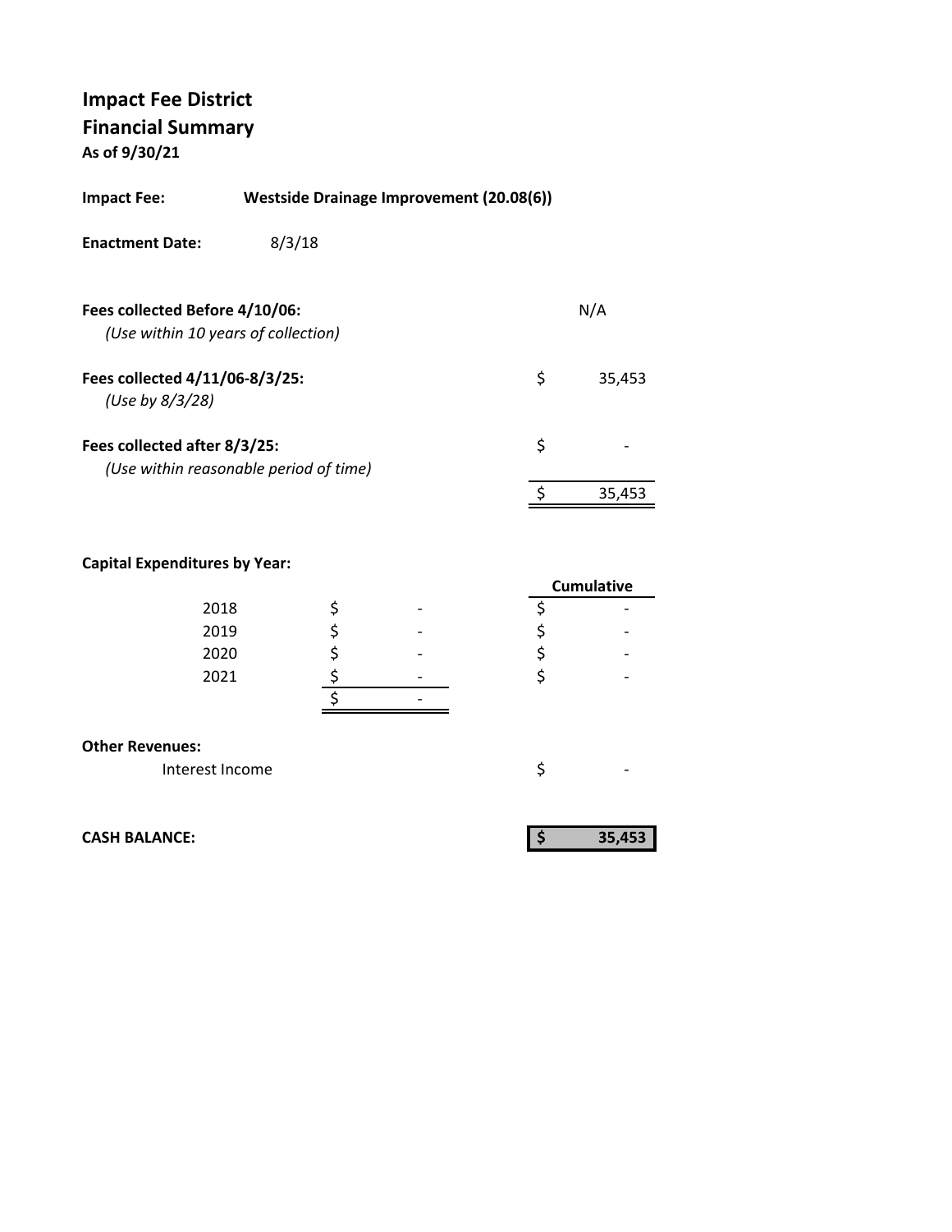# Impact Fee District
## Financial Summary
**As of 9/30/21**

**Impact Fee:** **Westside Drainage Improvement (20.08(6))**

**Enactment Date:** 8/3/18

| | | |
|---|---|---|
| **Fees collected Before 4/10/06:** *(Use within 10 years of collection)* | | N/A |
| **Fees collected 4/11/06-8/3/25:** *(Use by 8/3/28)* | $ | 35,453 |
| **Fees collected after 8/3/25:** *(Use within reasonable period of time)* | $ | - |
| | $ | 35,453 |

**Capital Expenditures by Year:**

| | | | | Cumulative |
|---|---|---|---|---|
| 2018 | $ | - | $ | - |
| 2019 | $ | - | $ | - |
| 2020 | $ | - | $ | - |
| 2021 | $ | - | $ | - |
| | $ | - | | |

**Other Revenues:**

| | | |
|---|---|---|
| Interest Income | $ | - |

| | | |
|---|---|---|
| **CASH BALANCE:** | **$** | **35,453** |